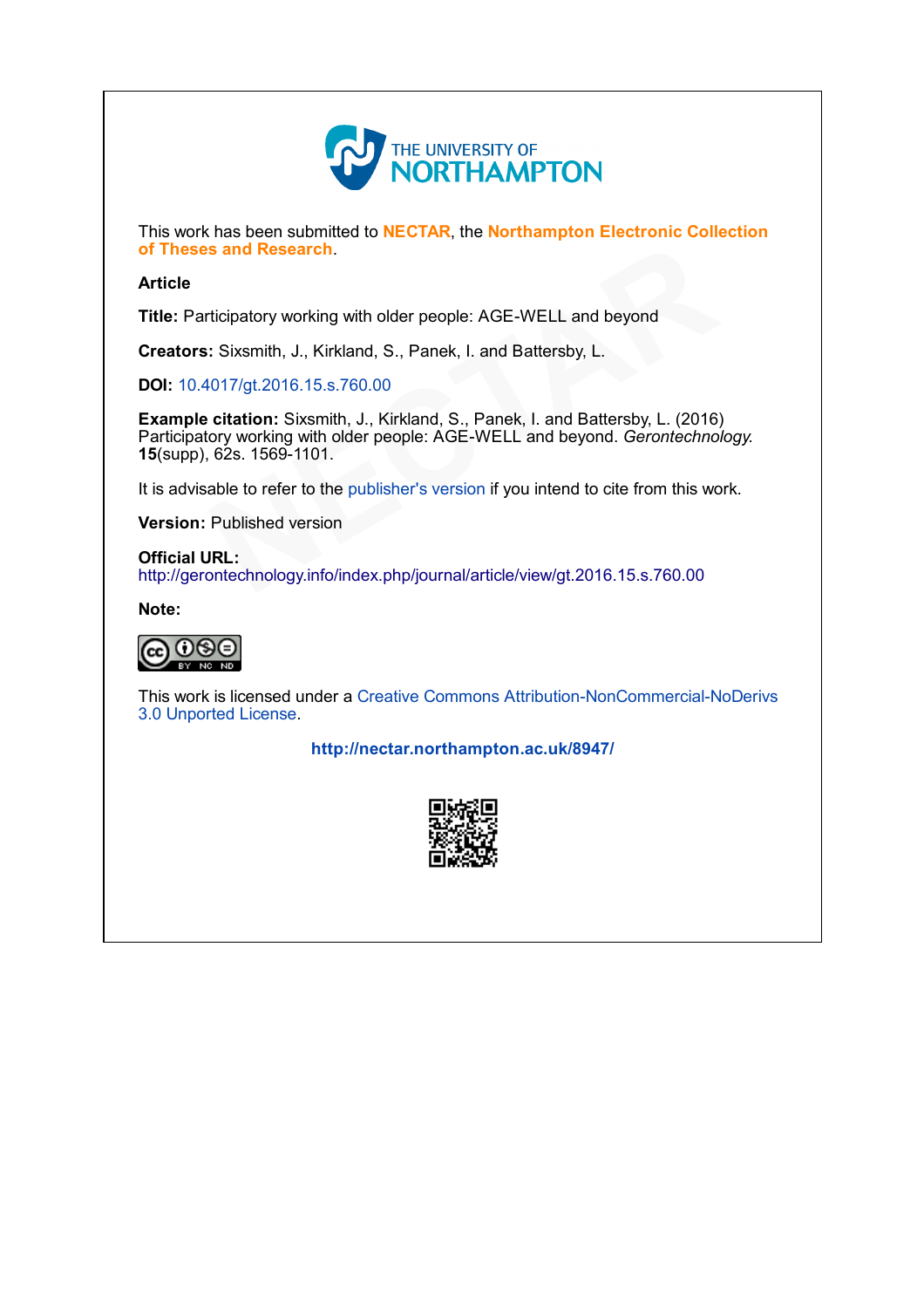THE UNIVERSITY OF NORTHAMPTON

This work has been submitted to **NECTAR**, the **Northampton Electronic Collection of Theses and Research**.

**Article**

**Title:** Participatory working with older people: AGE-WELL and beyond

**Creators:** Sixsmith, J., Kirkland, S., Panek, I. and Battersby, L.

**DOI:** 10.4017/gt.2016.15.s.760.00

**Example citation:** Sixsmith, J., Kirkland, S., Panek, I. and Battersby, L. (2016) Participatory working with older people: AGE-WELL and beyond. *Gerontechnology.* **15**(supp), 62s. 1569-1101.

It is advisable to refer to the publisher's version if you intend to cite from this work.

**Version:** Published version

**Official URL:**
http://gerontechnology.info/index.php/journal/article/view/gt.2016.15.s.760.00

**Note:**

This work is licensed under a Creative Commons Attribution-NonCommercial-NoDerivs 3.0 Unported License.

**http://nectar.northampton.ac.uk/8947/**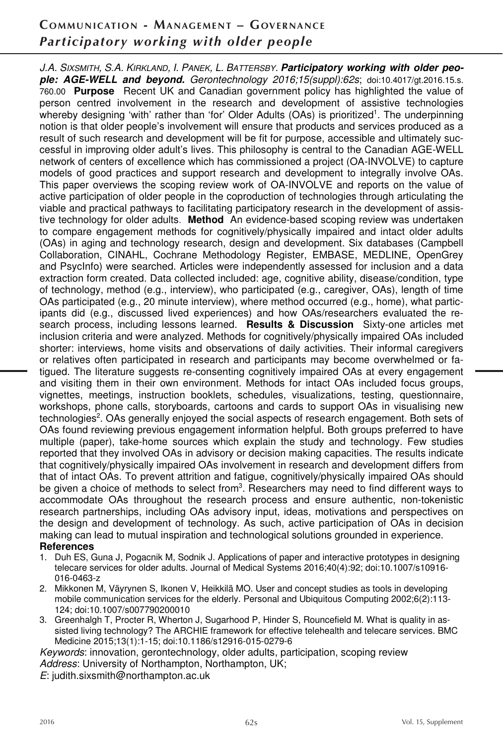# Communication - Management – Governance
## *Participatory working with older people*

*J.A. Sixsmith, S.A. Kirkland, I. Panek, L. Battersby.* ***Participatory working with older people: AGE-WELL and beyond.*** *Gerontechnology 2016;15(suppl):62s*; doi:10.4017/gt.2016.15.s.760.00 **Purpose** Recent UK and Canadian government policy has highlighted the value of person centred involvement in the research and development of assistive technologies whereby designing 'with' rather than 'for' Older Adults (OAs) is prioritized[1]. The underpinning notion is that older people's involvement will ensure that products and services produced as a result of such research and development will be fit for purpose, accessible and ultimately successful in improving older adult's lives. This philosophy is central to the Canadian AGE-WELL network of centers of excellence which has commissioned a project (OA-INVOLVE) to capture models of good practices and support research and development to integrally involve OAs. This paper overviews the scoping review work of OA-INVOLVE and reports on the value of active participation of older people in the coproduction of technologies through articulating the viable and practical pathways to facilitating participatory research in the development of assistive technology for older adults. **Method** An evidence-based scoping review was undertaken to compare engagement methods for cognitively/physically impaired and intact older adults (OAs) in aging and technology research, design and development. Six databases (Campbell Collaboration, CINAHL, Cochrane Methodology Register, EMBASE, MEDLINE, OpenGrey and PsycInfo) were searched. Articles were independently assessed for inclusion and a data extraction form created. Data collected included: age, cognitive ability, disease/condition, type of technology, method (e.g., interview), who participated (e.g., caregiver, OAs), length of time OAs participated (e.g., 20 minute interview), where method occurred (e.g., home), what participants did (e.g., discussed lived experiences) and how OAs/researchers evaluated the research process, including lessons learned. **Results & Discussion** Sixty-one articles met inclusion criteria and were analyzed. Methods for cognitively/physically impaired OAs included shorter: interviews, home visits and observations of daily activities. Their informal caregivers or relatives often participated in research and participants may become overwhelmed or fatigued. The literature suggests re-consenting cognitively impaired OAs at every engagement and visiting them in their own environment. Methods for intact OAs included focus groups, vignettes, meetings, instruction booklets, schedules, visualizations, testing, questionnaire, workshops, phone calls, storyboards, cartoons and cards to support OAs in visualising new technologies[2]. OAs generally enjoyed the social aspects of research engagement. Both sets of OAs found reviewing previous engagement information helpful. Both groups preferred to have multiple (paper), take-home sources which explain the study and technology. Few studies reported that they involved OAs in advisory or decision making capacities. The results indicate that cognitively/physically impaired OAs involvement in research and development differs from that of intact OAs. To prevent attrition and fatigue, cognitively/physically impaired OAs should be given a choice of methods to select from[3]. Researchers may need to find different ways to accommodate OAs throughout the research process and ensure authentic, non-tokenistic research partnerships, including OAs advisory input, ideas, motivations and perspectives on the design and development of technology. As such, active participation of OAs in decision making can lead to mutual inspiration and technological solutions grounded in experience.

**References**

1. Duh ES, Guna J, Pogacnik M, Sodnik J. Applications of paper and interactive prototypes in designing telecare services for older adults. Journal of Medical Systems 2016;40(4):92; doi:10.1007/s10916-016-0463-z
2. Mikkonen M, Väyrynen S, Ikonen V, Heikkilä MO. User and concept studies as tools in developing mobile communication services for the elderly. Personal and Ubiquitous Computing 2002;6(2):113-124; doi:10.1007/s007790200010
3. Greenhalgh T, Procter R, Wherton J, Sugarhood P, Hinder S, Rouncefield M. What is quality in assisted living technology? The ARCHIE framework for effective telehealth and telecare services. BMC Medicine 2015;13(1):1-15; doi:10.1186/s12916-015-0279-6

*Keywords*: innovation, gerontechnology, older adults, participation, scoping review
*Address*: University of Northampton, Northampton, UK;
*E*: judith.sixsmith@northampton.ac.uk